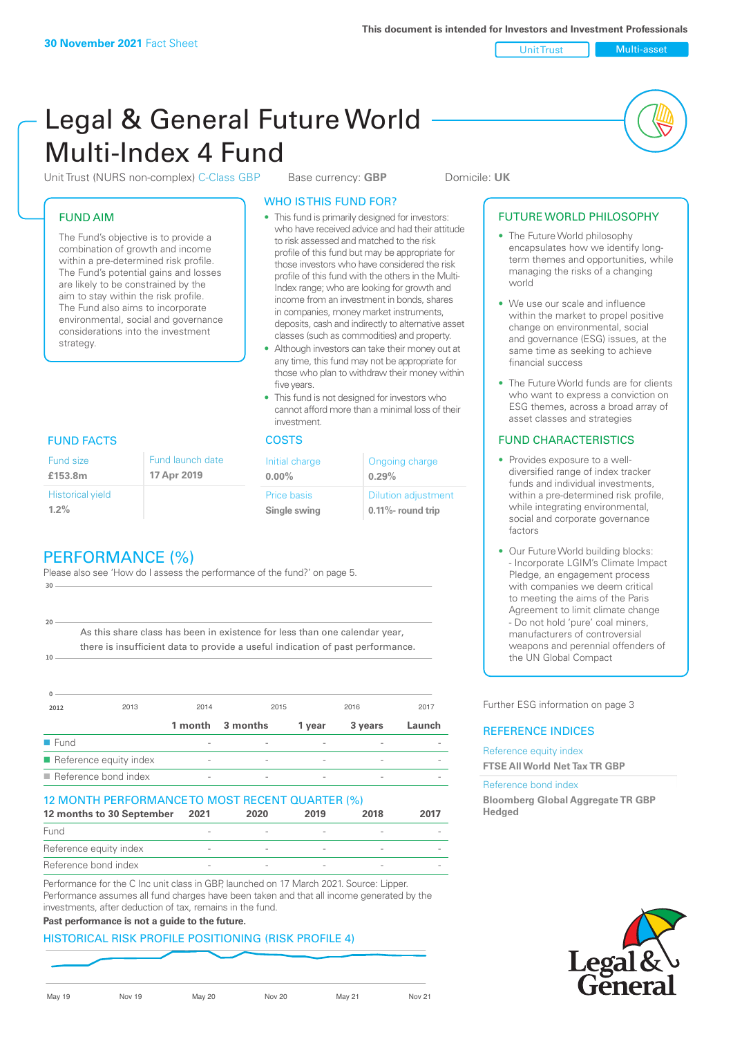This document is intended for Investors and Investment Professionals

**30 November 2021** Fact Sheet

Unit Trust | Multi-asset

# Legal & General Future World Multi-Index 4 Fund

Unit Trust (NURS non-complex) C-Class GBP    Base currency: **GBP**    Domicile: **UK**

## FUND AIM

The Fund's objective is to provide a combination of growth and income within a pre-determined risk profile. The Fund's potential gains and losses are likely to be constrained by the aim to stay within the risk profile. The Fund also aims to incorporate environmental, social and governance considerations into the investment strategy.

## WHO IS THIS FUND FOR?

- This fund is primarily designed for investors: who have received advice and had their attitude to risk assessed and matched to the risk profile of this fund but may be appropriate for those investors who have considered the risk profile of this fund with the others in the Multi-Index range; who are looking for growth and income from an investment in bonds, shares in companies, money market instruments, deposits, cash and indirectly to alternative asset classes (such as commodities) and property.
- Although investors can take their money out at any time, this fund may not be appropriate for those who plan to withdraw their money within five years.
- This fund is not designed for investors who cannot afford more than a minimal loss of their investment.

## FUTURE WORLD PHILOSOPHY

- The Future World philosophy encapsulates how we identify long-term themes and opportunities, while managing the risks of a changing world
- We use our scale and influence within the market to propel positive change on environmental, social and governance (ESG) issues, at the same time as seeking to achieve financial success
- The Future World funds are for clients who want to express a conviction on ESG themes, across a broad array of asset classes and strategies

## FUND FACTS

| Fund size | Fund launch date |
|---|---|
| **£153.8m** | **17 Apr 2019** |
| Historical yield | |
| **1.2%** | |

## COSTS

| Initial charge | Ongoing charge |
|---|---|
| **0.00%** | **0.29%** |
| Price basis | Dilution adjustment |
| **Single swing** | **0.11%- round trip** |

## FUND CHARACTERISTICS

- Provides exposure to a well-diversified range of index tracker funds and individual investments, within a pre-determined risk profile, while integrating environmental, social and corporate governance factors
- Our Future World building blocks:
  - Incorporate LGIM's Climate Impact Pledge, an engagement process with companies we deem critical to meeting the aims of the Paris Agreement to limit climate change
  - Do not hold 'pure' coal miners, manufacturers of controversial weapons and perennial offenders of the UN Global Compact

Further ESG information on page 3

## PERFORMANCE (%)

Please also see 'How do I assess the performance of the fund?' on page 5.

As this share class has been in existence for less than one calendar year, there is insufficient data to provide a useful indication of past performance.

| | 1 month | 3 months | 1 year | 3 years | Launch |
|---|---|---|---|---|---|
| Fund | - | - | - | - | - |
| Reference equity index | - | - | - | - | - |
| Reference bond index | - | - | - | - | - |

## REFERENCE INDICES

Reference equity index
**FTSE All World Net Tax TR GBP**

Reference bond index
**Bloomberg Global Aggregate TR GBP Hedged**

## 12 MONTH PERFORMANCE TO MOST RECENT QUARTER (%)

| 12 months to 30 September | 2021 | 2020 | 2019 | 2018 | 2017 |
|---|---|---|---|---|---|
| Fund | - | - | - | - | - |
| Reference equity index | - | - | - | - | - |
| Reference bond index | - | - | - | - | - |

Performance for the C Inc unit class in GBP, launched on 17 March 2021. Source: Lipper. Performance assumes all fund charges have been taken and that all income generated by the investments, after deduction of tax, remains in the fund.

**Past performance is not a guide to the future.**

## HISTORICAL RISK PROFILE POSITIONING (RISK PROFILE 4)

May 19 | Nov 19 | May 20 | Nov 20 | May 21 | Nov 21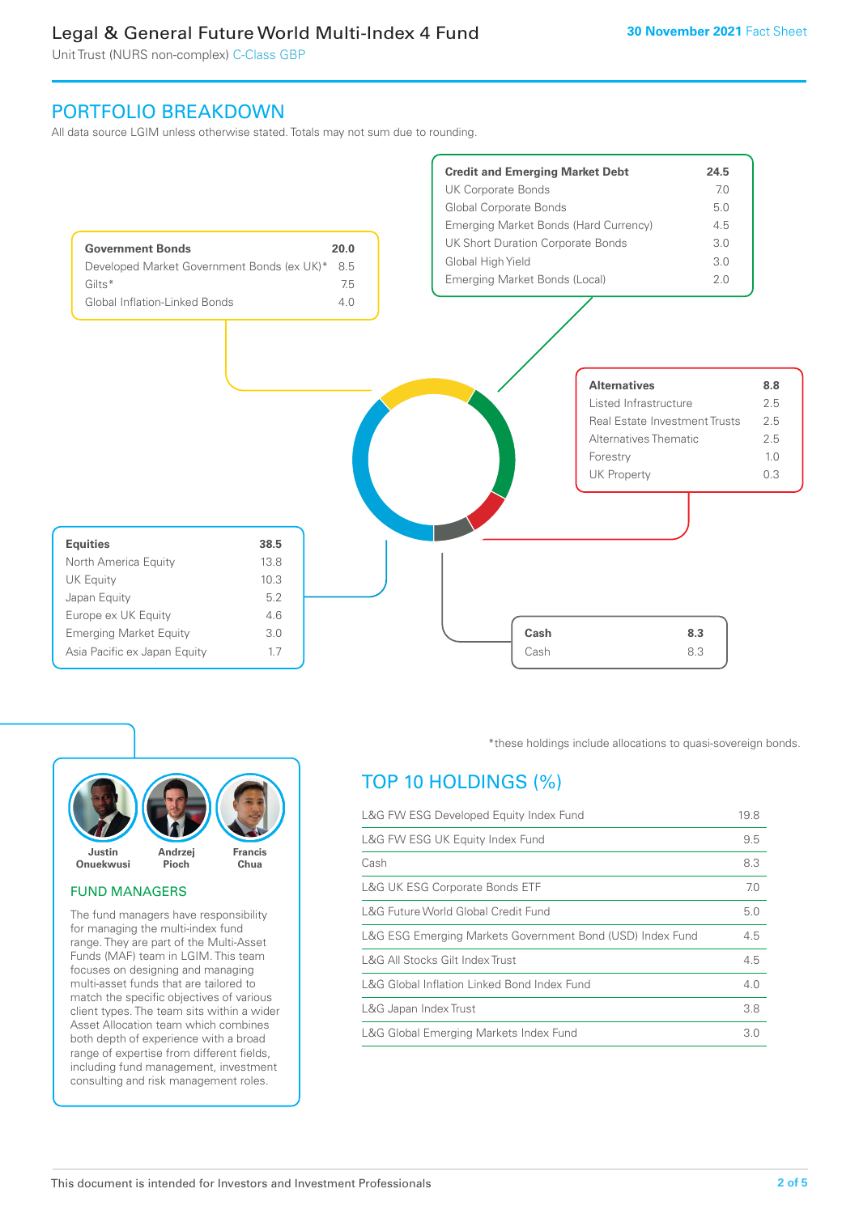## PORTFOLIO BREAKDOWN

All data source LGIM unless otherwise stated. Totals may not sum due to rounding.

| Government Bonds | 20.0 |
|---|---|
| Developed Market Government Bonds (ex UK)* | 8.5 |
| Gilts* | 7.5 |
| Global Inflation-Linked Bonds | 4.0 |

| Credit and Emerging Market Debt | 24.5 |
|---|---|
| UK Corporate Bonds | 7.0 |
| Global Corporate Bonds | 5.0 |
| Emerging Market Bonds (Hard Currency) | 4.5 |
| UK Short Duration Corporate Bonds | 3.0 |
| Global High Yield | 3.0 |
| Emerging Market Bonds (Local) | 2.0 |

| Alternatives | 8.8 |
|---|---|
| Listed Infrastructure | 2.5 |
| Real Estate Investment Trusts | 2.5 |
| Alternatives Thematic | 2.5 |
| Forestry | 1.0 |
| UK Property | 0.3 |

| Equities | 38.5 |
|---|---|
| North America Equity | 13.8 |
| UK Equity | 10.3 |
| Japan Equity | 5.2 |
| Europe ex UK Equity | 4.6 |
| Emerging Market Equity | 3.0 |
| Asia Pacific ex Japan Equity | 1.7 |

| Cash | 8.3 |
|---|---|
| Cash | 8.3 |

*these holdings include allocations to quasi-sovereign bonds.

### FUND MANAGERS

Justin Onuekwusi, Andrzej Pioch, Francis Chua

The fund managers have responsibility for managing the multi-index fund range. They are part of the Multi-Asset Funds (MAF) team in LGIM. This team focuses on designing and managing multi-asset funds that are tailored to match the specific objectives of various client types. The team sits within a wider Asset Allocation team which combines both depth of experience with a broad range of expertise from different fields, including fund management, investment consulting and risk management roles.

## TOP 10 HOLDINGS (%)

| Holding | % |
|---|---|
| L&G FW ESG Developed Equity Index Fund | 19.8 |
| L&G FW ESG UK Equity Index Fund | 9.5 |
| Cash | 8.3 |
| L&G UK ESG Corporate Bonds ETF | 7.0 |
| L&G Future World Global Credit Fund | 5.0 |
| L&G ESG Emerging Markets Government Bond (USD) Index Fund | 4.5 |
| L&G All Stocks Gilt Index Trust | 4.5 |
| L&G Global Inflation Linked Bond Index Fund | 4.0 |
| L&G Japan Index Trust | 3.8 |
| L&G Global Emerging Markets Index Fund | 3.0 |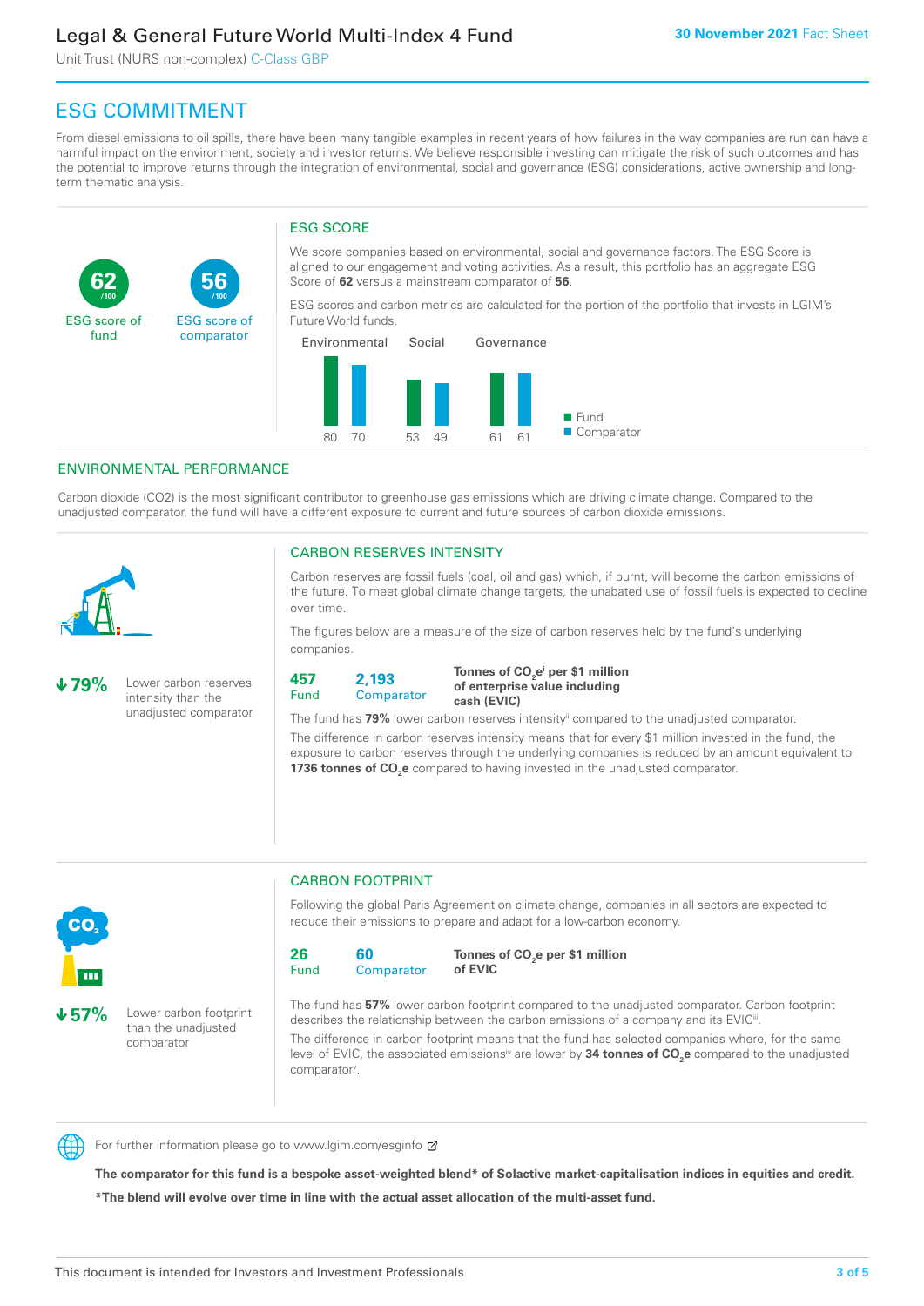# Legal & General Future World Multi-Index 4 Fund

Unit Trust (NURS non-complex) C-Class GBP

**30 November 2021** Fact Sheet

## ESG COMMITMENT

From diesel emissions to oil spills, there have been many tangible examples in recent years of how failures in the way companies are run can have a harmful impact on the environment, society and investor returns. We believe responsible investing can mitigate the risk of such outcomes and has the potential to improve returns through the integration of environmental, social and governance (ESG) considerations, active ownership and long-term thematic analysis.

**62** /100 ESG score of fund

**56** /100 ESG score of comparator

### ESG SCORE

We score companies based on environmental, social and governance factors. The ESG Score is aligned to our engagement and voting activities. As a result, this portfolio has an aggregate ESG Score of **62** versus a mainstream comparator of **56**.

ESG scores and carbon metrics are calculated for the portion of the portfolio that invests in LGIM's Future World funds.

| | Environmental | Social | Governance |
|---|---|---|---|
| Fund | 80 | 53 | 61 |
| Comparator | 70 | 49 | 61 |

## ENVIRONMENTAL PERFORMANCE

Carbon dioxide (CO2) is the most significant contributor to greenhouse gas emissions which are driving climate change. Compared to the unadjusted comparator, the fund will have a different exposure to current and future sources of carbon dioxide emissions.

**↓79%** Lower carbon reserves intensity than the unadjusted comparator

### CARBON RESERVES INTENSITY

Carbon reserves are fossil fuels (coal, oil and gas) which, if burnt, will become the carbon emissions of the future. To meet global climate change targets, the unabated use of fossil fuels is expected to decline over time.

The figures below are a measure of the size of carbon reserves held by the fund's underlying companies.

**457** Fund | **2,193** Comparator | **Tonnes of $CO_2e$[i] per $1 million of enterprise value including cash (EVIC)**

The fund has **79%** lower carbon reserves intensity[ii] compared to the unadjusted comparator.

The difference in carbon reserves intensity means that for every $1 million invested in the fund, the exposure to carbon reserves through the underlying companies is reduced by an amount equivalent to **1736 tonnes of $CO_2e$** compared to having invested in the unadjusted comparator.

**↓57%** Lower carbon footprint than the unadjusted comparator

### CARBON FOOTPRINT

Following the global Paris Agreement on climate change, companies in all sectors are expected to reduce their emissions to prepare and adapt for a low-carbon economy.

**26** Fund | **60** Comparator | **Tonnes of $CO_2e$ per $1 million of EVIC**

The fund has **57%** lower carbon footprint compared to the unadjusted comparator. Carbon footprint describes the relationship between the carbon emissions of a company and its EVIC[iii].

The difference in carbon footprint means that the fund has selected companies where, for the same level of EVIC, the associated emissions[iv] are lower by **34 tonnes of $CO_2e$** compared to the unadjusted comparator[v].

For further information please go to www.lgim.com/esginfo

**The comparator for this fund is a bespoke asset-weighted blend* of Solactive market-capitalisation indices in equities and credit.**

**\*The blend will evolve over time in line with the actual asset allocation of the multi-asset fund.**

This document is intended for Investors and Investment Professionals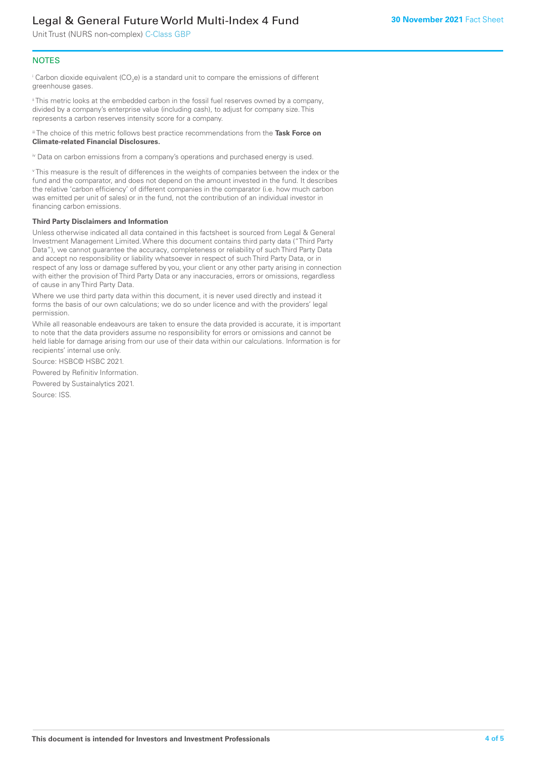## NOTES

[i] Carbon dioxide equivalent ($CO_2e$) is a standard unit to compare the emissions of different greenhouse gases.

[ii] This metric looks at the embedded carbon in the fossil fuel reserves owned by a company, divided by a company's enterprise value (including cash), to adjust for company size. This represents a carbon reserves intensity score for a company.

[iii] The choice of this metric follows best practice recommendations from the **Task Force on Climate-related Financial Disclosures.**

[iv] Data on carbon emissions from a company's operations and purchased energy is used.

[v] This measure is the result of differences in the weights of companies between the index or the fund and the comparator, and does not depend on the amount invested in the fund. It describes the relative 'carbon efficiency' of different companies in the comparator (i.e. how much carbon was emitted per unit of sales) or in the fund, not the contribution of an individual investor in financing carbon emissions.

**Third Party Disclaimers and Information**

Unless otherwise indicated all data contained in this factsheet is sourced from Legal & General Investment Management Limited. Where this document contains third party data ("Third Party Data"), we cannot guarantee the accuracy, completeness or reliability of such Third Party Data and accept no responsibility or liability whatsoever in respect of such Third Party Data, or in respect of any loss or damage suffered by you, your client or any other party arising in connection with either the provision of Third Party Data or any inaccuracies, errors or omissions, regardless of cause in any Third Party Data.

Where we use third party data within this document, it is never used directly and instead it forms the basis of our own calculations; we do so under licence and with the providers' legal permission.

While all reasonable endeavours are taken to ensure the data provided is accurate, it is important to note that the data providers assume no responsibility for errors or omissions and cannot be held liable for damage arising from our use of their data within our calculations. Information is for recipients' internal use only.

Source: HSBC© HSBC 2021.

Powered by Refinitiv Information.

Powered by Sustainalytics 2021.

Source: ISS.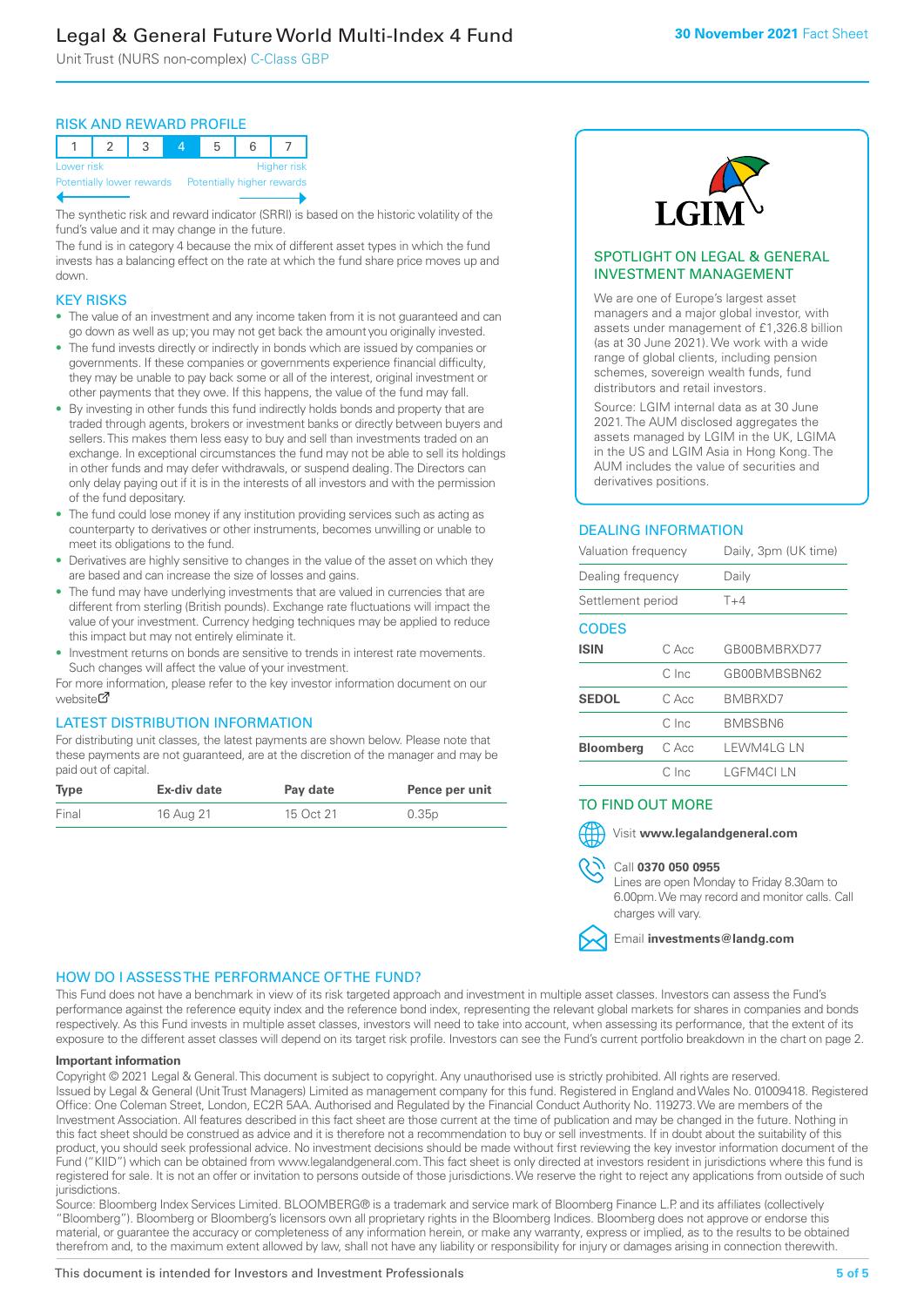# Legal & General Future World Multi-Index 4 Fund

Unit Trust (NURS non-complex) C-Class GBP

30 November 2021 Fact Sheet

## RISK AND REWARD PROFILE

| 1 | 2 | 3 | 4 | 5 | 6 | 7 |
|---|---|---|---|---|---|---|

Lower risk — Higher risk

Potentially lower rewards — Potentially higher rewards

The synthetic risk and reward indicator (SRRI) is based on the historic volatility of the fund's value and it may change in the future.

The fund is in category 4 because the mix of different asset types in which the fund invests has a balancing effect on the rate at which the fund share price moves up and down.

## KEY RISKS

- The value of an investment and any income taken from it is not guaranteed and can go down as well as up; you may not get back the amount you originally invested.
- The fund invests directly or indirectly in bonds which are issued by companies or governments. If these companies or governments experience financial difficulty, they may be unable to pay back some or all of the interest, original investment or other payments that they owe. If this happens, the value of the fund may fall.
- By investing in other funds this fund indirectly holds bonds and property that are traded through agents, brokers or investment banks or directly between buyers and sellers. This makes them less easy to buy and sell than investments traded on an exchange. In exceptional circumstances the fund may not be able to sell its holdings in other funds and may defer withdrawals, or suspend dealing. The Directors can only delay paying out if it is in the interests of all investors and with the permission of the fund depositary.
- The fund could lose money if any institution providing services such as acting as counterparty to derivatives or other instruments, becomes unwilling or unable to meet its obligations to the fund.
- Derivatives are highly sensitive to changes in the value of the asset on which they are based and can increase the size of losses and gains.
- The fund may have underlying investments that are valued in currencies that are different from sterling (British pounds). Exchange rate fluctuations will impact the value of your investment. Currency hedging techniques may be applied to reduce this impact but may not entirely eliminate it.
- Investment returns on bonds are sensitive to trends in interest rate movements. Such changes will affect the value of your investment.

For more information, please refer to the key investor information document on our website

## LATEST DISTRIBUTION INFORMATION

For distributing unit classes, the latest payments are shown below. Please note that these payments are not guaranteed, are at the discretion of the manager and may be paid out of capital.

| Type | Ex-div date | Pay date | Pence per unit |
|---|---|---|---|
| Final | 16 Aug 21 | 15 Oct 21 | 0.35p |

## SPOTLIGHT ON LEGAL & GENERAL INVESTMENT MANAGEMENT

We are one of Europe's largest asset managers and a major global investor, with assets under management of £1,326.8 billion (as at 30 June 2021). We work with a wide range of global clients, including pension schemes, sovereign wealth funds, fund distributors and retail investors.

Source: LGIM internal data as at 30 June 2021. The AUM disclosed aggregates the assets managed by LGIM in the UK, LGIMA in the US and LGIM Asia in Hong Kong. The AUM includes the value of securities and derivatives positions.

## DEALING INFORMATION

| | |
|---|---|
| Valuation frequency | Daily, 3pm (UK time) |
| Dealing frequency | Daily |
| Settlement period | T+4 |

## CODES

| | | |
|---|---|---|
| **ISIN** | C Acc | GB00BMBRXD77 |
| | C Inc | GB00BMBSBN62 |
| **SEDOL** | C Acc | BMBRXD7 |
| | C Inc | BMBSBN6 |
| **Bloomberg** | C Acc | LEWM4LG LN |
| | C Inc | LGFM4CI LN |

## TO FIND OUT MORE

Visit **www.legalandgeneral.com**

Call **0370 050 0955**
Lines are open Monday to Friday 8.30am to 6.00pm. We may record and monitor calls. Call charges will vary.

Email **investments@landg.com**

## HOW DO I ASSESS THE PERFORMANCE OF THE FUND?

This Fund does not have a benchmark in view of its risk targeted approach and investment in multiple asset classes. Investors can assess the Fund's performance against the reference equity index and the reference bond index, representing the relevant global markets for shares in companies and bonds respectively. As this Fund invests in multiple asset classes, investors will need to take into account, when assessing its performance, that the extent of its exposure to the different asset classes will depend on its target risk profile. Investors can see the Fund's current portfolio breakdown in the chart on page 2.

**Important information**

Copyright © 2021 Legal & General. This document is subject to copyright. Any unauthorised use is strictly prohibited. All rights are reserved.

Issued by Legal & General (Unit Trust Managers) Limited as management company for this fund. Registered in England and Wales No. 01009418. Registered Office: One Coleman Street, London, EC2R 5AA. Authorised and Regulated by the Financial Conduct Authority No. 119273. We are members of the Investment Association. All features described in this fact sheet are those current at the time of publication and may be changed in the future. Nothing in this fact sheet should be construed as advice and it is therefore not a recommendation to buy or sell investments. If in doubt about the suitability of this product, you should seek professional advice. No investment decisions should be made without first reviewing the key investor information document of the Fund ("KIID") which can be obtained from www.legalandgeneral.com. This fact sheet is only directed at investors resident in jurisdictions where this fund is registered for sale. It is not an offer or invitation to persons outside of those jurisdictions. We reserve the right to reject any applications from outside of such jurisdictions.

Source: Bloomberg Index Services Limited. BLOOMBERG® is a trademark and service mark of Bloomberg Finance L.P. and its affiliates (collectively "Bloomberg"). Bloomberg or Bloomberg's licensors own all proprietary rights in the Bloomberg Indices. Bloomberg does not approve or endorse this material, or guarantee the accuracy or completeness of any information herein, or make any warranty, express or implied, as to the results to be obtained therefrom and, to the maximum extent allowed by law, shall not have any liability or responsibility for injury or damages arising in connection therewith.

This document is intended for Investors and Investment Professionals